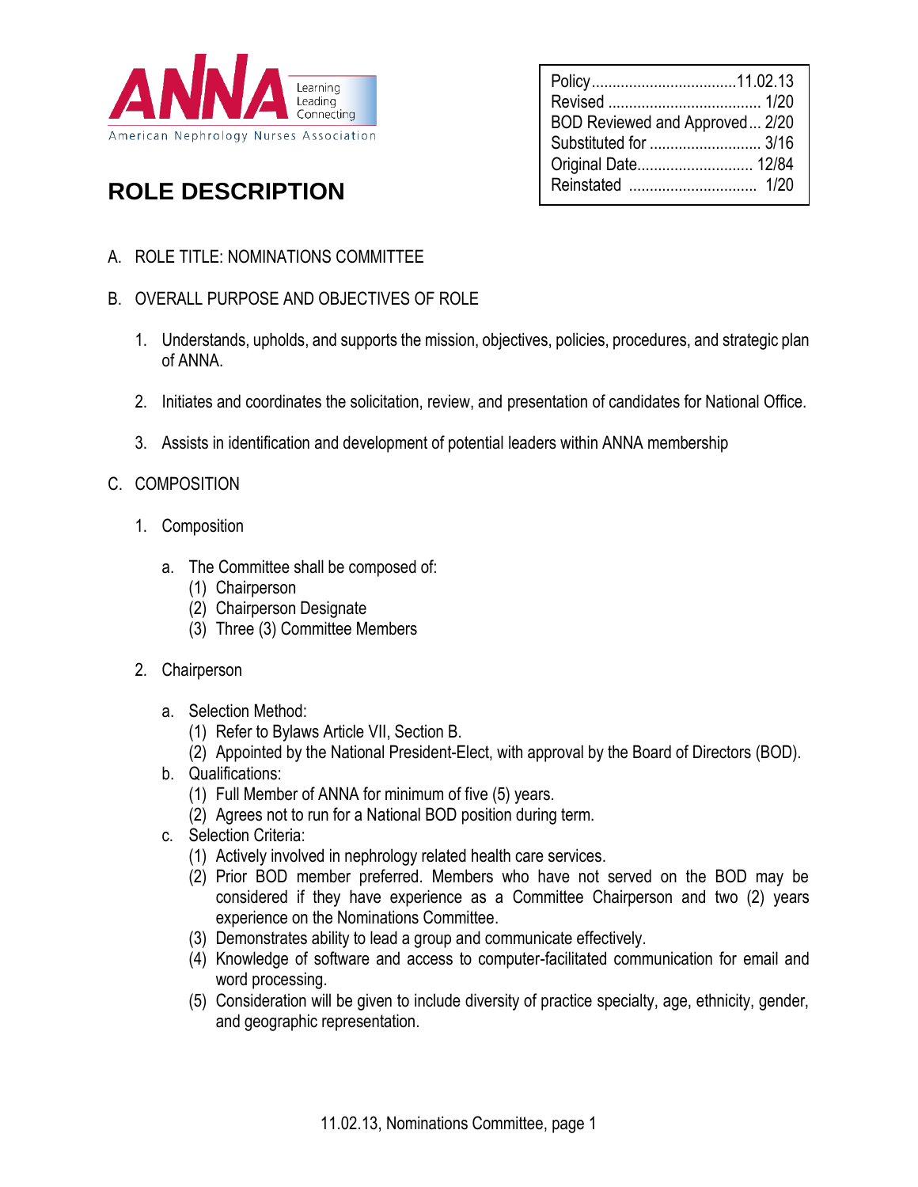American Nephrology Nurses Association

| Policy | 11.02.13 |
| --- | --- |
| Revised | 1/20 |
| BOD Reviewed and Approved | 2/20 |
| Substituted for | 3/16 |
| Original Date | 12/84 |
| Reinstated | 1/20 |

# ROLE DESCRIPTION

A. ROLE TITLE: NOMINATIONS COMMITTEE

B. OVERALL PURPOSE AND OBJECTIVES OF ROLE

1. Understands, upholds, and supports the mission, objectives, policies, procedures, and strategic plan of ANNA.
2. Initiates and coordinates the solicitation, review, and presentation of candidates for National Office.
3. Assists in identification and development of potential leaders within ANNA membership

C. COMPOSITION

1. Composition
   a. The Committee shall be composed of:
      (1) Chairperson
      (2) Chairperson Designate
      (3) Three (3) Committee Members
2. Chairperson
   a. Selection Method:
      (1) Refer to Bylaws Article VII, Section B.
      (2) Appointed by the National President-Elect, with approval by the Board of Directors (BOD).
   b. Qualifications:
      (1) Full Member of ANNA for minimum of five (5) years.
      (2) Agrees not to run for a National BOD position during term.
   c. Selection Criteria:
      (1) Actively involved in nephrology related health care services.
      (2) Prior BOD member preferred. Members who have not served on the BOD may be considered if they have experience as a Committee Chairperson and two (2) years experience on the Nominations Committee.
      (3) Demonstrates ability to lead a group and communicate effectively.
      (4) Knowledge of software and access to computer-facilitated communication for email and word processing.
      (5) Consideration will be given to include diversity of practice specialty, age, ethnicity, gender, and geographic representation.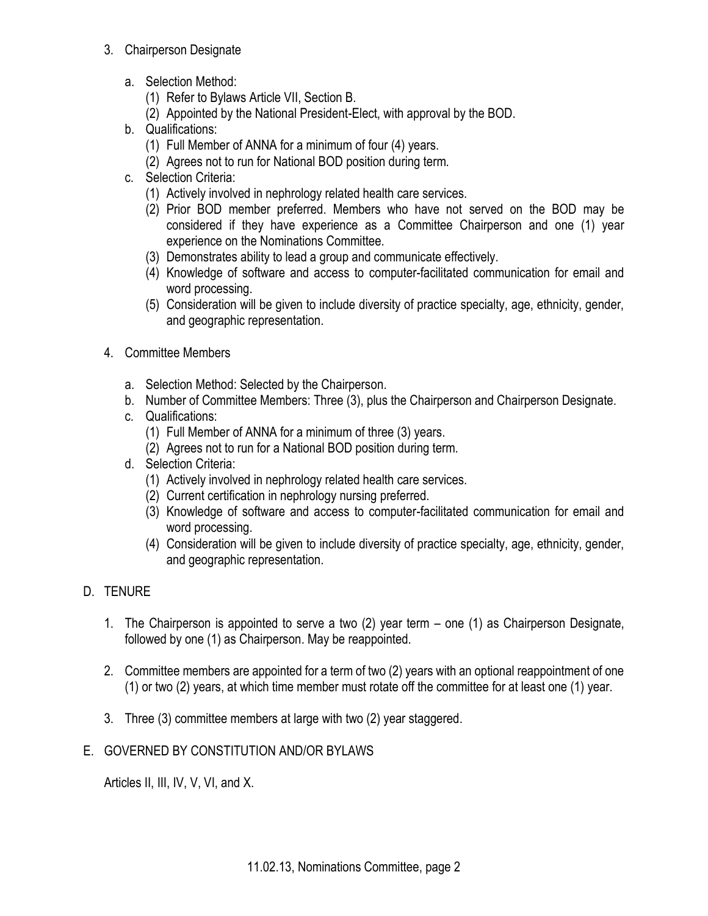3. Chairperson Designate

    a. Selection Method:
        (1) Refer to Bylaws Article VII, Section B.
        (2) Appointed by the National President-Elect, with approval by the BOD.
    b. Qualifications:
        (1) Full Member of ANNA for a minimum of four (4) years.
        (2) Agrees not to run for National BOD position during term.
    c. Selection Criteria:
        (1) Actively involved in nephrology related health care services.
        (2) Prior BOD member preferred. Members who have not served on the BOD may be considered if they have experience as a Committee Chairperson and one (1) year experience on the Nominations Committee.
        (3) Demonstrates ability to lead a group and communicate effectively.
        (4) Knowledge of software and access to computer-facilitated communication for email and word processing.
        (5) Consideration will be given to include diversity of practice specialty, age, ethnicity, gender, and geographic representation.

4. Committee Members

    a. Selection Method: Selected by the Chairperson.
    b. Number of Committee Members: Three (3), plus the Chairperson and Chairperson Designate.
    c. Qualifications:
        (1) Full Member of ANNA for a minimum of three (3) years.
        (2) Agrees not to run for a National BOD position during term.
    d. Selection Criteria:
        (1) Actively involved in nephrology related health care services.
        (2) Current certification in nephrology nursing preferred.
        (3) Knowledge of software and access to computer-facilitated communication for email and word processing.
        (4) Consideration will be given to include diversity of practice specialty, age, ethnicity, gender, and geographic representation.

D. TENURE

1. The Chairperson is appointed to serve a two (2) year term – one (1) as Chairperson Designate, followed by one (1) as Chairperson. May be reappointed.

2. Committee members are appointed for a term of two (2) years with an optional reappointment of one (1) or two (2) years, at which time member must rotate off the committee for at least one (1) year.

3. Three (3) committee members at large with two (2) year staggered.

E. GOVERNED BY CONSTITUTION AND/OR BYLAWS

Articles II, III, IV, V, VI, and X.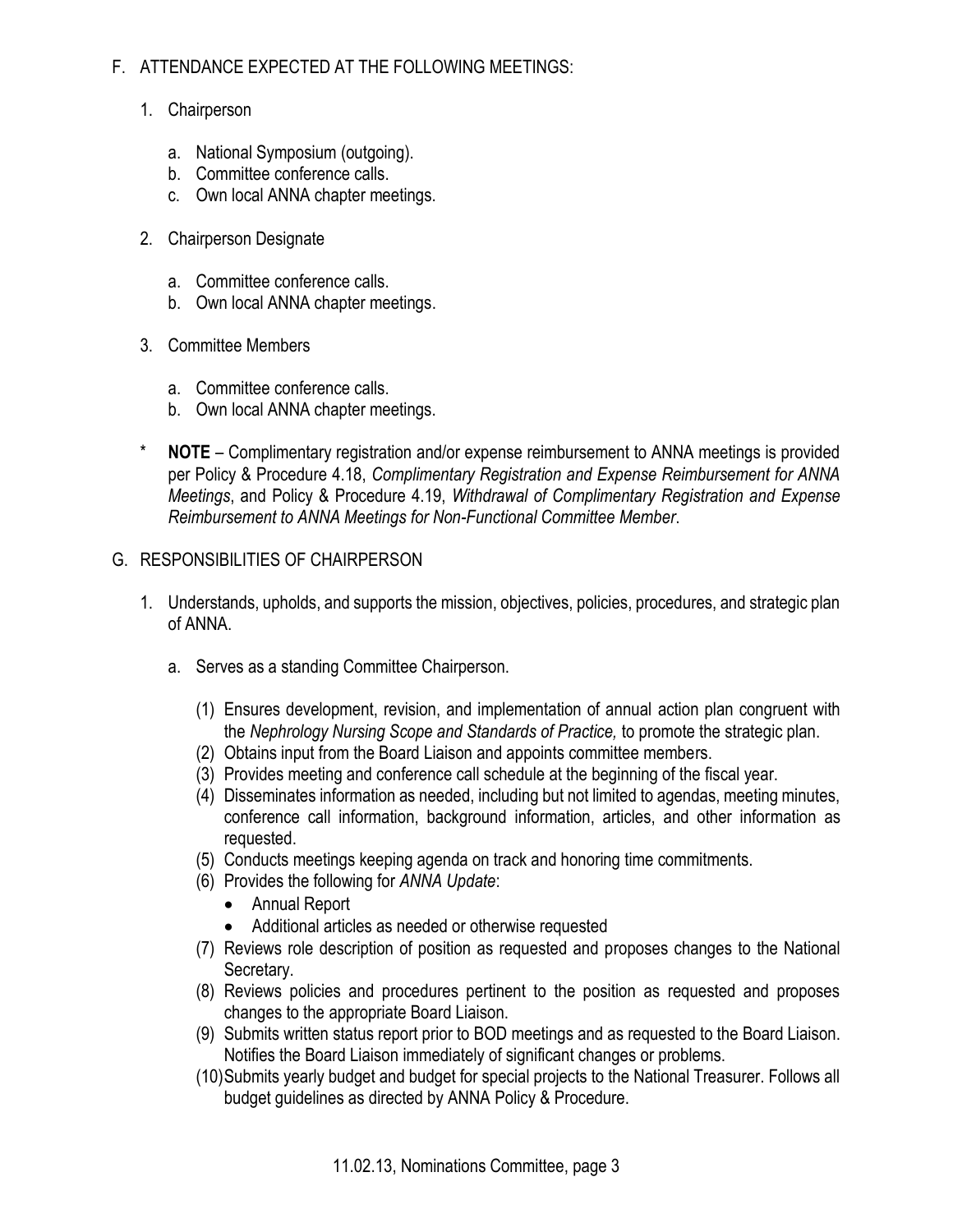F. ATTENDANCE EXPECTED AT THE FOLLOWING MEETINGS:

1. Chairperson

   a. National Symposium (outgoing).
   b. Committee conference calls.
   c. Own local ANNA chapter meetings.

2. Chairperson Designate

   a. Committee conference calls.
   b. Own local ANNA chapter meetings.

3. Committee Members

   a. Committee conference calls.
   b. Own local ANNA chapter meetings.

\* **NOTE** – Complimentary registration and/or expense reimbursement to ANNA meetings is provided per Policy & Procedure 4.18, *Complimentary Registration and Expense Reimbursement for ANNA Meetings*, and Policy & Procedure 4.19, *Withdrawal of Complimentary Registration and Expense Reimbursement to ANNA Meetings for Non-Functional Committee Member*.

G. RESPONSIBILITIES OF CHAIRPERSON

1. Understands, upholds, and supports the mission, objectives, policies, procedures, and strategic plan of ANNA.

   a. Serves as a standing Committee Chairperson.

      (1) Ensures development, revision, and implementation of annual action plan congruent with the *Nephrology Nursing Scope and Standards of Practice,* to promote the strategic plan.
      (2) Obtains input from the Board Liaison and appoints committee members.
      (3) Provides meeting and conference call schedule at the beginning of the fiscal year.
      (4) Disseminates information as needed, including but not limited to agendas, meeting minutes, conference call information, background information, articles, and other information as requested.
      (5) Conducts meetings keeping agenda on track and honoring time commitments.
      (6) Provides the following for *ANNA Update*:
      - Annual Report
      - Additional articles as needed or otherwise requested

      (7) Reviews role description of position as requested and proposes changes to the National Secretary.
      (8) Reviews policies and procedures pertinent to the position as requested and proposes changes to the appropriate Board Liaison.
      (9) Submits written status report prior to BOD meetings and as requested to the Board Liaison. Notifies the Board Liaison immediately of significant changes or problems.
      (10) Submits yearly budget and budget for special projects to the National Treasurer. Follows all budget guidelines as directed by ANNA Policy & Procedure.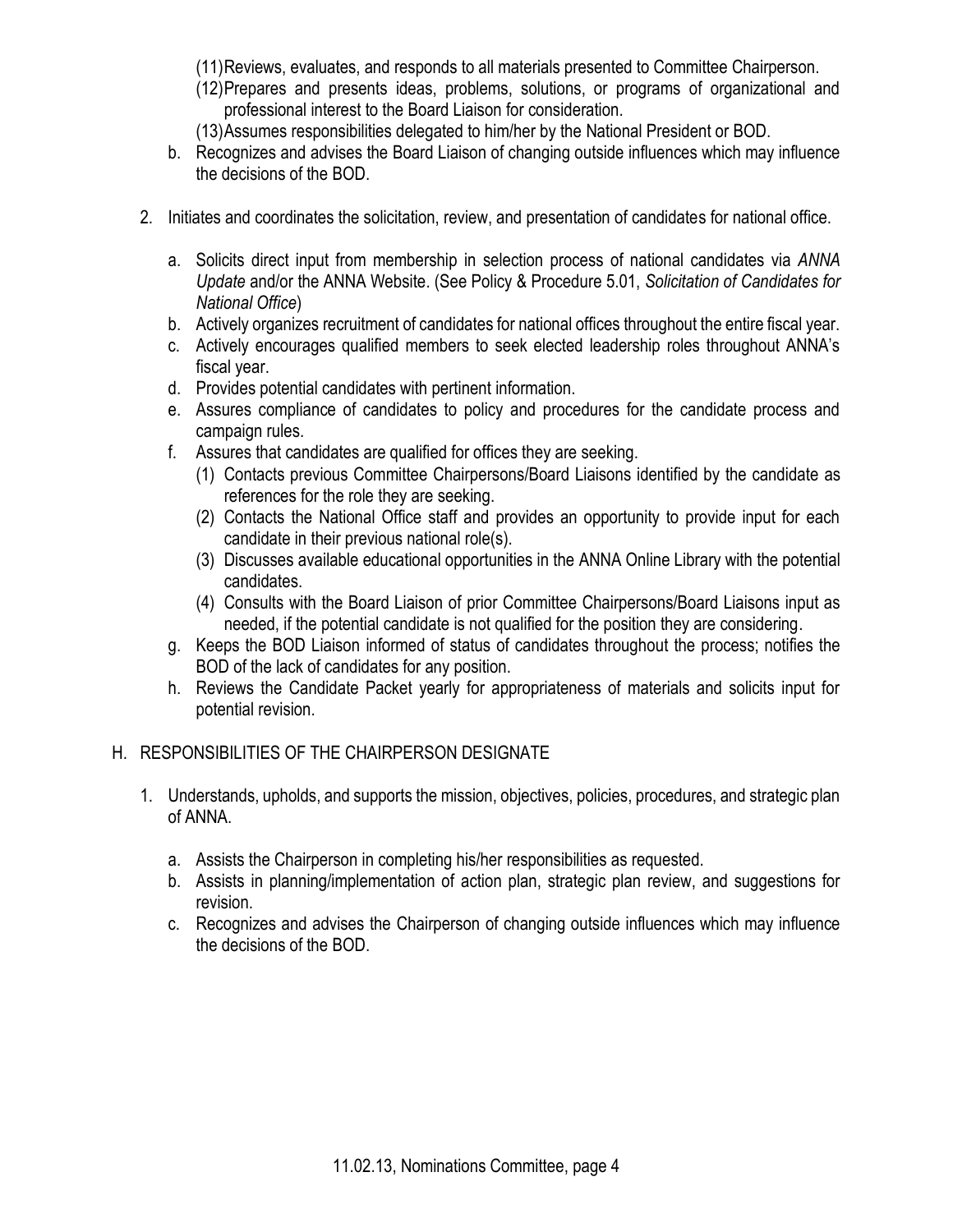(11) Reviews, evaluates, and responds to all materials presented to Committee Chairperson.

(12) Prepares and presents ideas, problems, solutions, or programs of organizational and professional interest to the Board Liaison for consideration.

(13) Assumes responsibilities delegated to him/her by the National President or BOD.

b. Recognizes and advises the Board Liaison of changing outside influences which may influence the decisions of the BOD.

2. Initiates and coordinates the solicitation, review, and presentation of candidates for national office.

   a. Solicits direct input from membership in selection process of national candidates via *ANNA Update* and/or the ANNA Website. (See Policy & Procedure 5.01, *Solicitation of Candidates for National Office*)
   b. Actively organizes recruitment of candidates for national offices throughout the entire fiscal year.
   c. Actively encourages qualified members to seek elected leadership roles throughout ANNA's fiscal year.
   d. Provides potential candidates with pertinent information.
   e. Assures compliance of candidates to policy and procedures for the candidate process and campaign rules.
   f. Assures that candidates are qualified for offices they are seeking.
      (1) Contacts previous Committee Chairpersons/Board Liaisons identified by the candidate as references for the role they are seeking.
      (2) Contacts the National Office staff and provides an opportunity to provide input for each candidate in their previous national role(s).
      (3) Discusses available educational opportunities in the ANNA Online Library with the potential candidates.
      (4) Consults with the Board Liaison of prior Committee Chairpersons/Board Liaisons input as needed, if the potential candidate is not qualified for the position they are considering.
   g. Keeps the BOD Liaison informed of status of candidates throughout the process; notifies the BOD of the lack of candidates for any position.
   h. Reviews the Candidate Packet yearly for appropriateness of materials and solicits input for potential revision.

## H. RESPONSIBILITIES OF THE CHAIRPERSON DESIGNATE

1. Understands, upholds, and supports the mission, objectives, policies, procedures, and strategic plan of ANNA.

   a. Assists the Chairperson in completing his/her responsibilities as requested.
   b. Assists in planning/implementation of action plan, strategic plan review, and suggestions for revision.
   c. Recognizes and advises the Chairperson of changing outside influences which may influence the decisions of the BOD.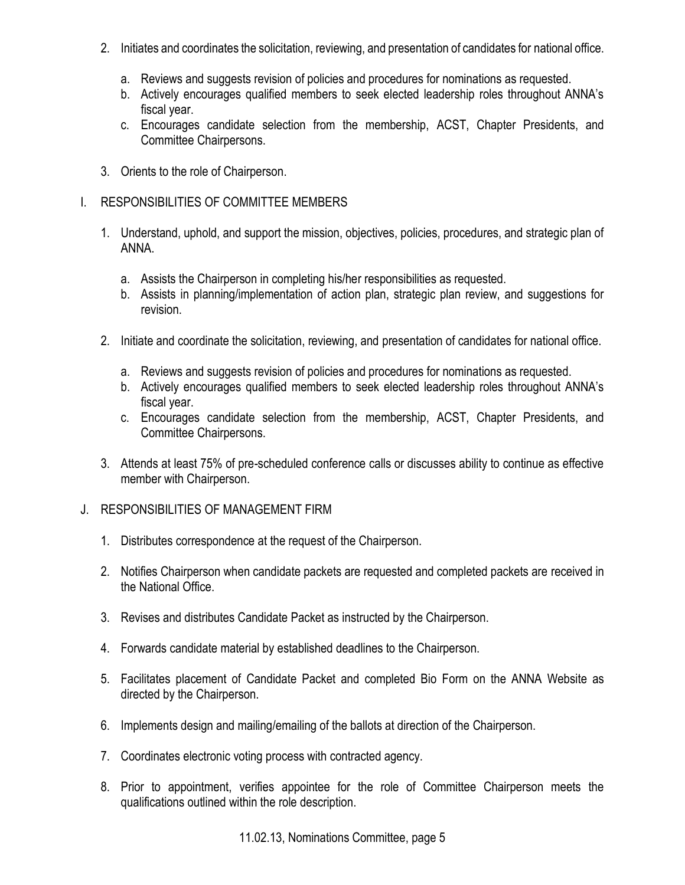2. Initiates and coordinates the solicitation, reviewing, and presentation of candidates for national office.

    a. Reviews and suggests revision of policies and procedures for nominations as requested.
    b. Actively encourages qualified members to seek elected leadership roles throughout ANNA's fiscal year.
    c. Encourages candidate selection from the membership, ACST, Chapter Presidents, and Committee Chairpersons.

3. Orients to the role of Chairperson.

## I. RESPONSIBILITIES OF COMMITTEE MEMBERS

1. Understand, uphold, and support the mission, objectives, policies, procedures, and strategic plan of ANNA.

    a. Assists the Chairperson in completing his/her responsibilities as requested.
    b. Assists in planning/implementation of action plan, strategic plan review, and suggestions for revision.

2. Initiate and coordinate the solicitation, reviewing, and presentation of candidates for national office.

    a. Reviews and suggests revision of policies and procedures for nominations as requested.
    b. Actively encourages qualified members to seek elected leadership roles throughout ANNA's fiscal year.
    c. Encourages candidate selection from the membership, ACST, Chapter Presidents, and Committee Chairpersons.

3. Attends at least 75% of pre-scheduled conference calls or discusses ability to continue as effective member with Chairperson.

## J. RESPONSIBILITIES OF MANAGEMENT FIRM

1. Distributes correspondence at the request of the Chairperson.

2. Notifies Chairperson when candidate packets are requested and completed packets are received in the National Office.

3. Revises and distributes Candidate Packet as instructed by the Chairperson.

4. Forwards candidate material by established deadlines to the Chairperson.

5. Facilitates placement of Candidate Packet and completed Bio Form on the ANNA Website as directed by the Chairperson.

6. Implements design and mailing/emailing of the ballots at direction of the Chairperson.

7. Coordinates electronic voting process with contracted agency.

8. Prior to appointment, verifies appointee for the role of Committee Chairperson meets the qualifications outlined within the role description.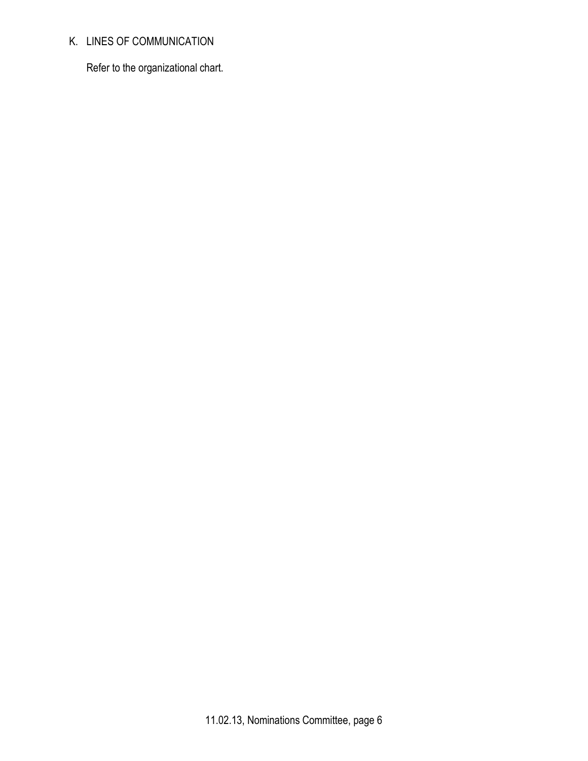K. LINES OF COMMUNICATION

Refer to the organizational chart.